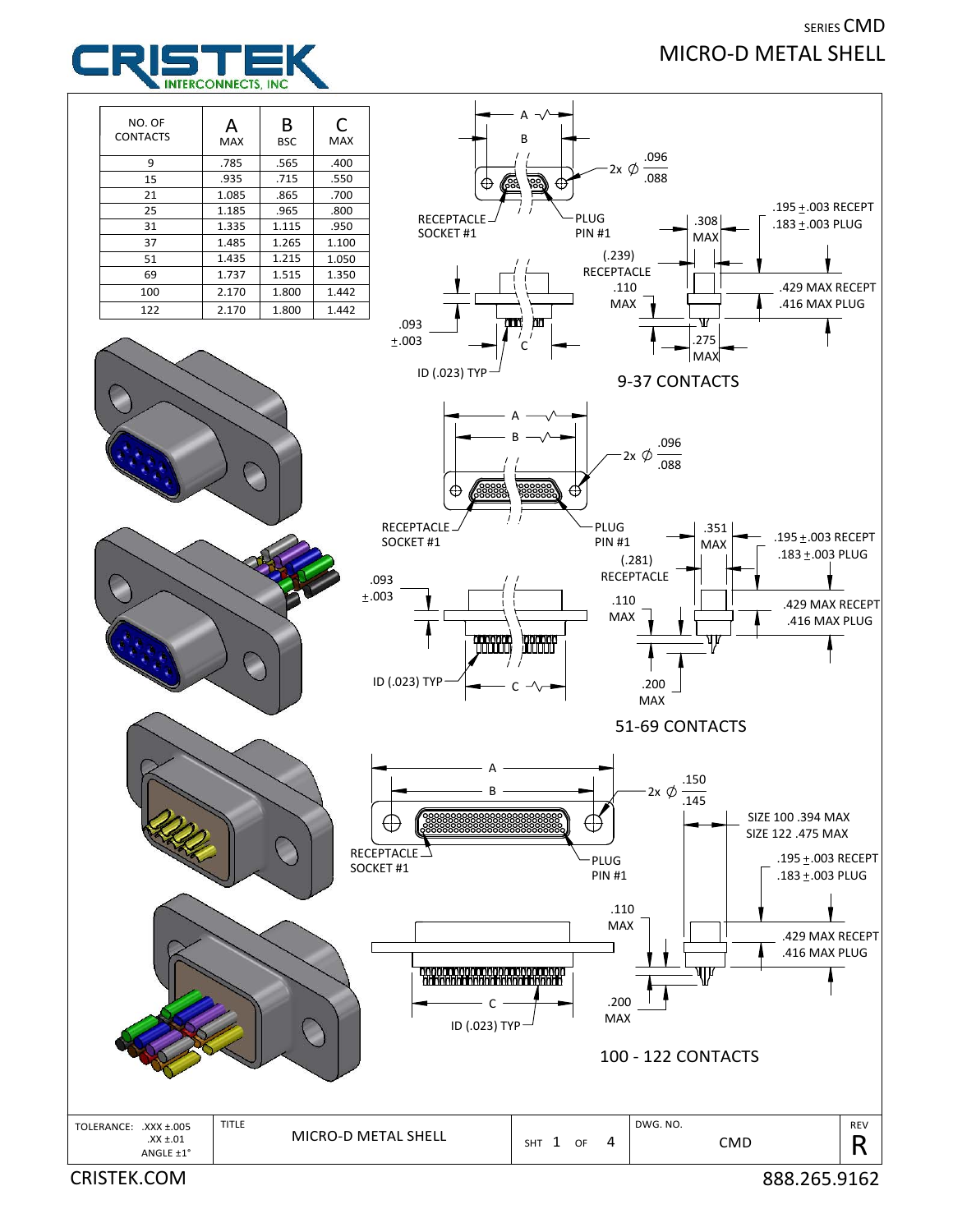CRISTEK INTERCONNECTS, INC

SERIES CMD

# MICRO-D METAL SHELL

| NO. OF CONTACTS | A MAX | B BSC | C MAX |
|---|---|---|---|
| 9 | .785 | .565 | .400 |
| 15 | .935 | .715 | .550 |
| 21 | 1.085 | .865 | .700 |
| 25 | 1.185 | .965 | .800 |
| 31 | 1.335 | 1.115 | .950 |
| 37 | 1.485 | 1.265 | 1.100 |
| 51 | 1.435 | 1.215 | 1.050 |
| 69 | 1.737 | 1.515 | 1.350 |
| 100 | 2.170 | 1.800 | 1.442 |
| 122 | 2.170 | 1.800 | 1.442 |

## 9-37 CONTACTS

A, B, 2x Ø .096/.088, RECEPTACLE SOCKET #1, PLUG PIN #1, .308 MAX, .195 ±.003 RECEPT, .183 ±.003 PLUG, (.239) RECEPTACLE, .110 MAX, .429 MAX RECEPT, .416 MAX PLUG, .093 ±.003, C, .275 MAX, ID (.023) TYP

## 51-69 CONTACTS

A, B, 2x Ø .096/.088, RECEPTACLE SOCKET #1, PLUG PIN #1, .351 MAX, .195 ±.003 RECEPT, .183 ±.003 PLUG, (.281) RECEPTACLE, .093 ±.003, .110 MAX, .429 MAX RECEPT, .416 MAX PLUG, ID (.023) TYP, C, .200 MAX

## 100 - 122 CONTACTS

A, B, 2x Ø .150/.145, SIZE 100 .394 MAX, SIZE 122 .475 MAX, RECEPTACLE SOCKET #1, PLUG PIN #1, .195 ±.003 RECEPT, .183 ±.003 PLUG, .110 MAX, .429 MAX RECEPT, .416 MAX PLUG, C, .200 MAX, ID (.023) TYP

| TOLERANCE: .XXX ±.005, .XX ±.01, ANGLE ±1° | TITLE: MICRO-D METAL SHELL | SHT 1 OF 4 | DWG. NO. CMD | REV R |
|---|---|---|---|---|

CRISTEK.COM  888.265.9162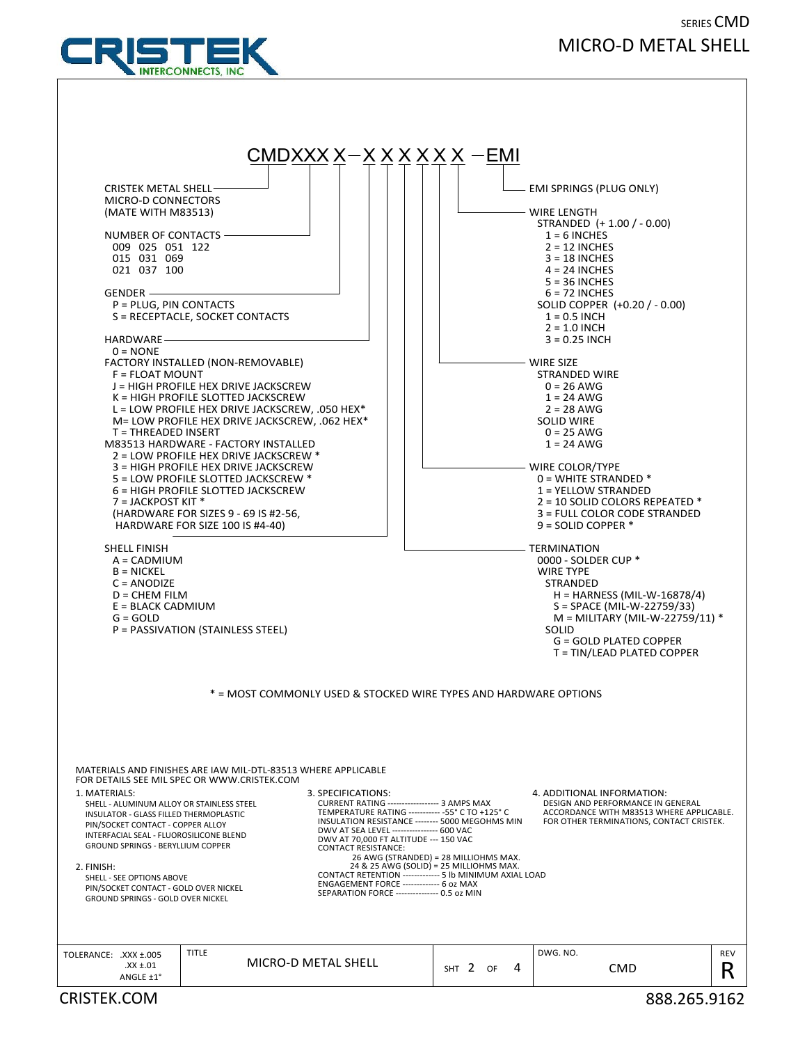SERIES CMD
# MICRO-D METAL SHELL

CRISTEK INTERCONNECTS, INC

## CMDXXX X – X X X X X X – EMI

**CRISTEK METAL SHELL MICRO-D CONNECTORS (MATE WITH M83513)**

**NUMBER OF CONTACTS**
- 009 025 051 122
- 015 031 069
- 021 037 100

**GENDER**
- P = PLUG, PIN CONTACTS
- S = RECEPTACLE, SOCKET CONTACTS

**HARDWARE**
- 0 = NONE

FACTORY INSTALLED (NON-REMOVABLE)
- F = FLOAT MOUNT
- J = HIGH PROFILE HEX DRIVE JACKSCREW
- K = HIGH PROFILE SLOTTED JACKSCREW
- L = LOW PROFILE HEX DRIVE JACKSCREW, .050 HEX*
- M= LOW PROFILE HEX DRIVE JACKSCREW, .062 HEX*
- T = THREADED INSERT

M83513 HARDWARE - FACTORY INSTALLED
- 2 = LOW PROFILE HEX DRIVE JACKSCREW *
- 3 = HIGH PROFILE HEX DRIVE JACKSCREW
- 5 = LOW PROFILE SLOTTED JACKSCREW *
- 6 = HIGH PROFILE SLOTTED JACKSCREW
- 7 = JACKPOST KIT *
- (HARDWARE FOR SIZES 9 - 69 IS #2-56, HARDWARE FOR SIZE 100 IS #4-40)

**SHELL FINISH**
- A = CADMIUM
- B = NICKEL
- C = ANODIZE
- D = CHEM FILM
- E = BLACK CADMIUM
- G = GOLD
- P = PASSIVATION (STAINLESS STEEL)

**EMI SPRINGS (PLUG ONLY)**

**WIRE LENGTH**

STRANDED (+ 1.00 / - 0.00)
- 1 = 6 INCHES
- 2 = 12 INCHES
- 3 = 18 INCHES
- 4 = 24 INCHES
- 5 = 36 INCHES
- 6 = 72 INCHES

SOLID COPPER (+0.20 / - 0.00)
- 1 = 0.5 INCH
- 2 = 1.0 INCH
- 3 = 0.25 INCH

**WIRE SIZE**

STRANDED WIRE
- 0 = 26 AWG
- 1 = 24 AWG
- 2 = 28 AWG

SOLID WIRE
- 0 = 25 AWG
- 1 = 24 AWG

**WIRE COLOR/TYPE**
- 0 = WHITE STRANDED *
- 1 = YELLOW STRANDED
- 2 = 10 SOLID COLORS REPEATED *
- 3 = FULL COLOR CODE STRANDED
- 9 = SOLID COPPER *

**TERMINATION**
- 0000 - SOLDER CUP *

WIRE TYPE

STRANDED
- H = HARNESS (MIL-W-16878/4)
- S = SPACE (MIL-W-22759/33)
- M = MILITARY (MIL-W-22759/11) *

SOLID
- G = GOLD PLATED COPPER
- T = TIN/LEAD PLATED COPPER

* = MOST COMMONLY USED & STOCKED WIRE TYPES AND HARDWARE OPTIONS

MATERIALS AND FINISHES ARE IAW MIL-DTL-83513 WHERE APPLICABLE
FOR DETAILS SEE MIL SPEC OR WWW.CRISTEK.COM

1. MATERIALS:
   - SHELL - ALUMINUM ALLOY OR STAINLESS STEEL
   - INSULATOR - GLASS FILLED THERMOPLASTIC
   - PIN/SOCKET CONTACT - COPPER ALLOY
   - INTERFACIAL SEAL - FLUOROSILICONE BLEND
   - GROUND SPRINGS - BERYLLIUM COPPER

2. FINISH:
   - SHELL - SEE OPTIONS ABOVE
   - PIN/SOCKET CONTACT - GOLD OVER NICKEL
   - GROUND SPRINGS - GOLD OVER NICKEL

3. SPECIFICATIONS:
   - CURRENT RATING ------------------ 3 AMPS MAX
   - TEMPERATURE RATING ----------- -55° C TO +125° C
   - INSULATION RESISTANCE -------- 5000 MEGOHMS MIN
   - DWV AT SEA LEVEL ---------------- 600 VAC
   - DWV AT 70,000 FT ALTITUDE --- 150 VAC
   - CONTACT RESISTANCE:
     - 26 AWG (STRANDED) = 28 MILLIOHMS MAX.
     - 24 & 25 AWG (SOLID) = 25 MILLIOHMS MAX.
   - CONTACT RETENTION ------------- 5 lb MINIMUM AXIAL LOAD
   - ENGAGEMENT FORCE ------------- 6 oz MAX
   - SEPARATION FORCE --------------- 0.5 oz MIN

4. ADDITIONAL INFORMATION:
   DESIGN AND PERFORMANCE IN GENERAL ACCORDANCE WITH M83513 WHERE APPLICABLE. FOR OTHER TERMINATIONS, CONTACT CRISTEK.

| TOLERANCE: .XXX ±.005 .XX ±.01 ANGLE ±1° | TITLE: MICRO-D METAL SHELL | SHT 2 OF 4 | DWG. NO. CMD | REV R |
|---|---|---|---|---|

CRISTEK.COM 888.265.9162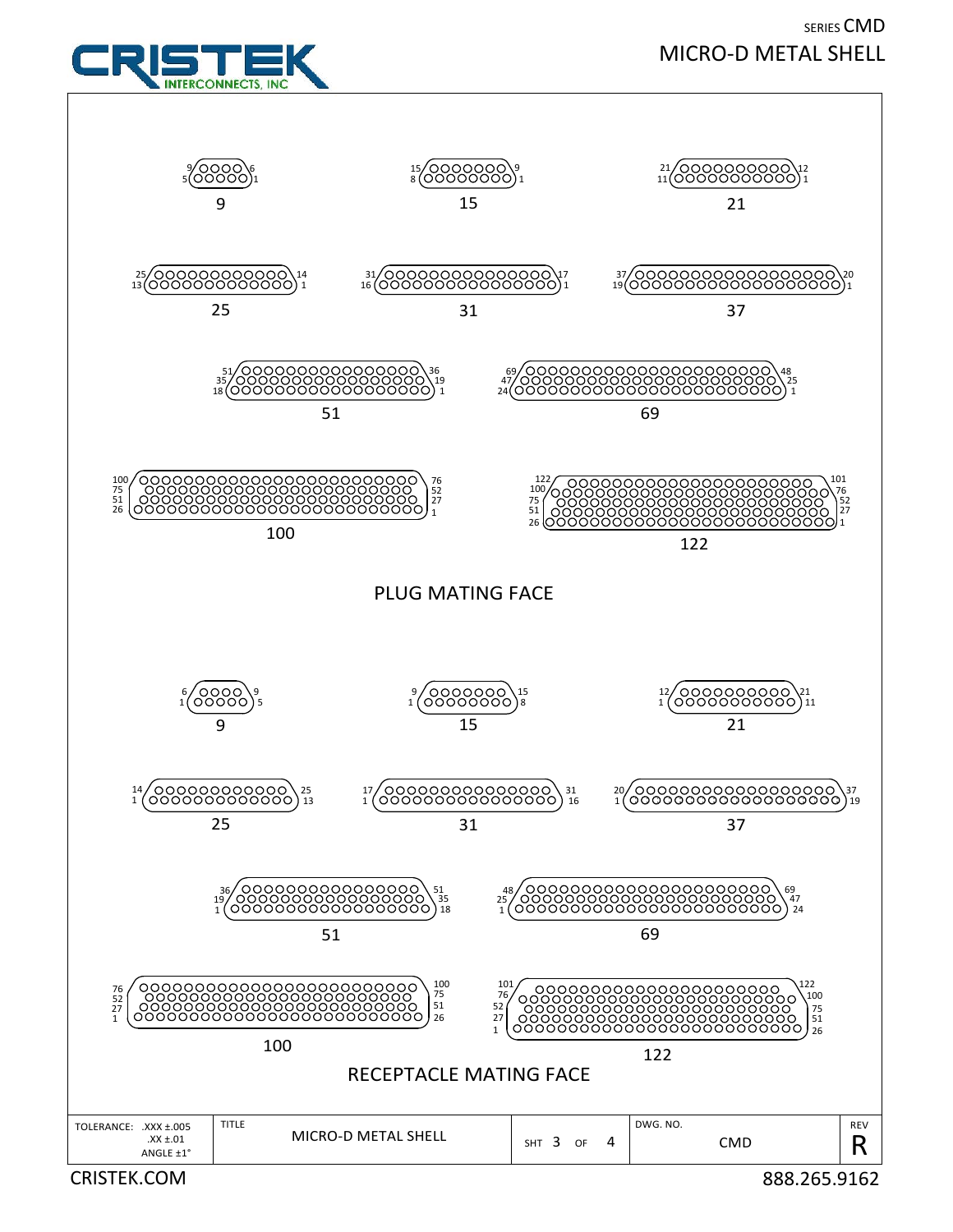SERIES CMD

# MICRO-D METAL SHELL

CRISTEK INTERCONNECTS, INC

## PLUG MATING FACE

| Size | Pin numbering (rows, left end / right end) |
|---|---|
| 9 | 9, 5 / 6, 1 |
| 15 | 15, 8 / 9, 1 |
| 21 | 21, 11 / 12, 1 |
| 25 | 25, 13 / 14, 1 |
| 31 | 31, 16 / 17, 1 |
| 37 | 37, 19 / 20, 1 |
| 51 | 51, 35, 18 / 36, 19, 1 |
| 69 | 69, 47, 24 / 48, 25, 1 |
| 100 | 100, 75, 51, 26 / 76, 52, 27, 1 |
| 122 | 122, 100, 75, 51, 26 / 101, 76, 52, 27, 1 |

## RECEPTACLE MATING FACE

| Size | Pin numbering (rows, left end / right end) |
|---|---|
| 9 | 6, 1 / 9, 5 |
| 15 | 9, 1 / 15, 8 |
| 21 | 12, 1 / 21, 11 |
| 25 | 14, 1 / 25, 13 |
| 31 | 17, 1 / 31, 16 |
| 37 | 20, 1 / 37, 19 |
| 51 | 36, 19, 1 / 51, 35, 18 |
| 69 | 48, 25, 1 / 69, 47, 24 |
| 100 | 76, 52, 27, 1 / 100, 75, 51, 26 |
| 122 | 101, 76, 52, 27, 1 / 122, 100, 75, 51, 26 |

| TOLERANCE: .XXX ±.005 .XX ±.01 ANGLE ±1° | TITLE: MICRO-D METAL SHELL | SHT 3 OF 4 | DWG. NO. CMD | REV R |
|---|---|---|---|---|

CRISTEK.COM 888.265.9162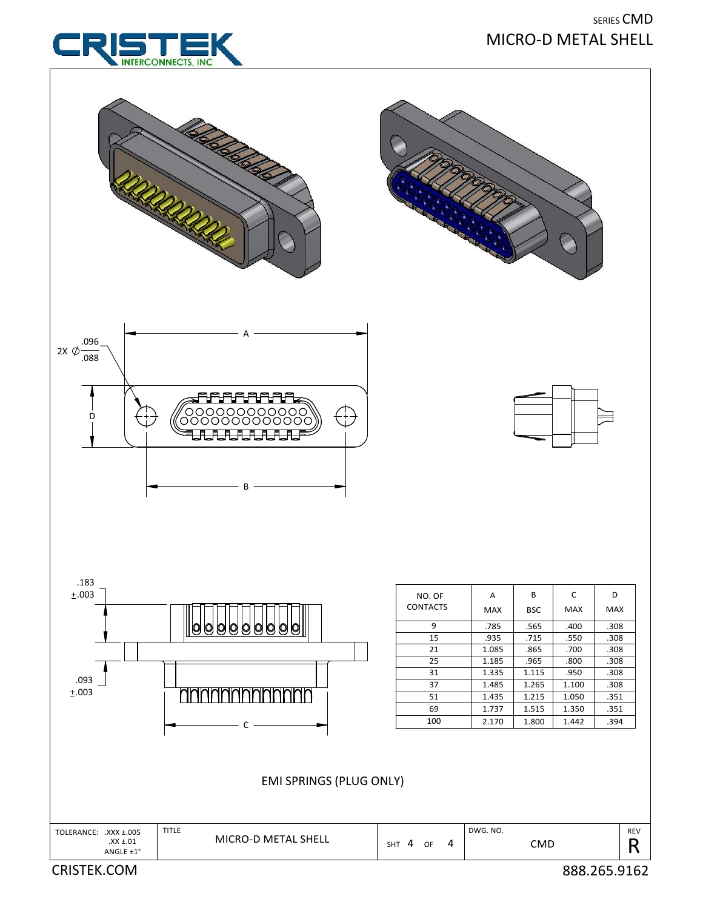SERIES CMD

# MICRO-D METAL SHELL

2X ∅ .096/.088

A

D

B

.183 ±.003

.093 ±.003

C

| NO. OF CONTACTS | A MAX | B BSC | C MAX | D MAX |
|---|---|---|---|---|
| 9 | .785 | .565 | .400 | .308 |
| 15 | .935 | .715 | .550 | .308 |
| 21 | 1.085 | .865 | .700 | .308 |
| 25 | 1.185 | .965 | .800 | .308 |
| 31 | 1.335 | 1.115 | .950 | .308 |
| 37 | 1.485 | 1.265 | 1.100 | .308 |
| 51 | 1.435 | 1.215 | 1.050 | .351 |
| 69 | 1.737 | 1.515 | 1.350 | .351 |
| 100 | 2.170 | 1.800 | 1.442 | .394 |

EMI SPRINGS (PLUG ONLY)

| TOLERANCE: .XXX ±.005 .XX ±.01 ANGLE ±1° | TITLE MICRO-D METAL SHELL | SHT 4 OF 4 | DWG. NO. CMD | REV R |
|---|---|---|---|---|

CRISTEK.COM

888.265.9162